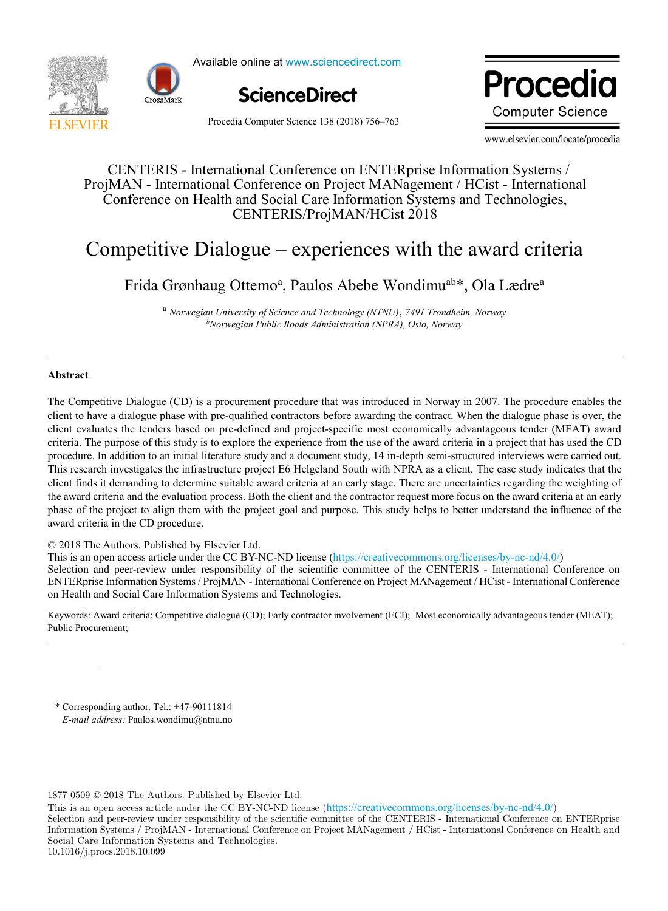CENTERIS - International Conference on ENTERprise Information Systems / ProjMAN - International Conference on Project MANagement / HCist - International Conference on Health and Social Care Information Systems and Technologies, CENTERIS/ProjMAN/HCist 2018

# Competitive Dialogue – experiences with the award criteria

Frida Grønhaug Ottemo[a], Paulos Abebe Wondimu[ab]*, Ola Lædre[a]

[a] *Norwegian University of Science and Technology (NTNU), 7491 Trondheim, Norway*
[b] *Norwegian Public Roads Administration (NPRA), Oslo, Norway*

---

## Abstract

The Competitive Dialogue (CD) is a procurement procedure that was introduced in Norway in 2007. The procedure enables the client to have a dialogue phase with pre-qualified contractors before awarding the contract. When the dialogue phase is over, the client evaluates the tenders based on pre-defined and project-specific most economically advantageous tender (MEAT) award criteria. The purpose of this study is to explore the experience from the use of the award criteria in a project that has used the CD procedure. In addition to an initial literature study and a document study, 14 in-depth semi-structured interviews were carried out. This research investigates the infrastructure project E6 Helgeland South with NPRA as a client. The case study indicates that the client finds it demanding to determine suitable award criteria at an early stage. There are uncertainties regarding the weighting of the award criteria and the evaluation process. Both the client and the contractor request more focus on the award criteria at an early phase of the project to align them with the project goal and purpose. This study helps to better understand the influence of the award criteria in the CD procedure.

© 2018 The Authors. Published by Elsevier Ltd.
This is an open access article under the CC BY-NC-ND license (https://creativecommons.org/licenses/by-nc-nd/4.0/)
Selection and peer-review under responsibility of the scientific committee of the CENTERIS - International Conference on ENTERprise Information Systems / ProjMAN - International Conference on Project MANagement / HCist - International Conference on Health and Social Care Information Systems and Technologies.

Keywords: Award criteria; Competitive dialogue (CD); Early contractor involvement (ECI); Most economically advantageous tender (MEAT); Public Procurement;

---

\* Corresponding author. Tel.: +47-90111814
*E-mail address:* Paulos.wondimu@ntnu.no

1877-0509 © 2018 The Authors. Published by Elsevier Ltd.
This is an open access article under the CC BY-NC-ND license (https://creativecommons.org/licenses/by-nc-nd/4.0/)
Selection and peer-review under responsibility of the scientific committee of the CENTERIS - International Conference on ENTERprise Information Systems / ProjMAN - International Conference on Project MANagement / HCist - International Conference on Health and Social Care Information Systems and Technologies.
10.1016/j.procs.2018.10.099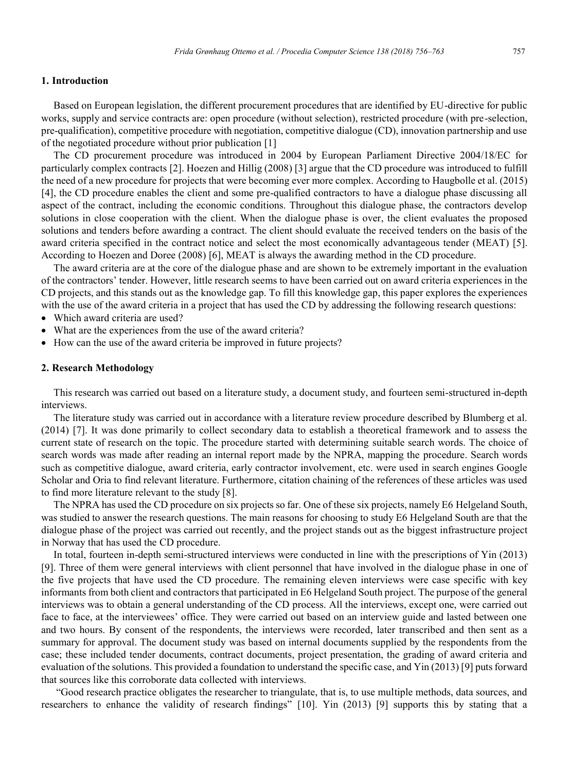## 1. Introduction

Based on European legislation, the different procurement procedures that are identified by EU-directive for public works, supply and service contracts are: open procedure (without selection), restricted procedure (with pre-selection, pre-qualification), competitive procedure with negotiation, competitive dialogue (CD), innovation partnership and use of the negotiated procedure without prior publication [1]

The CD procurement procedure was introduced in 2004 by European Parliament Directive 2004/18/EC for particularly complex contracts [2]. Hoezen and Hillig (2008) [3] argue that the CD procedure was introduced to fulfill the need of a new procedure for projects that were becoming ever more complex. According to Haugbolle et al. (2015) [4], the CD procedure enables the client and some pre-qualified contractors to have a dialogue phase discussing all aspect of the contract, including the economic conditions. Throughout this dialogue phase, the contractors develop solutions in close cooperation with the client. When the dialogue phase is over, the client evaluates the proposed solutions and tenders before awarding a contract. The client should evaluate the received tenders on the basis of the award criteria specified in the contract notice and select the most economically advantageous tender (MEAT) [5]. According to Hoezen and Doree (2008) [6], MEAT is always the awarding method in the CD procedure.

The award criteria are at the core of the dialogue phase and are shown to be extremely important in the evaluation of the contractors' tender. However, little research seems to have been carried out on award criteria experiences in the CD projects, and this stands out as the knowledge gap. To fill this knowledge gap, this paper explores the experiences with the use of the award criteria in a project that has used the CD by addressing the following research questions:

- Which award criteria are used?
- What are the experiences from the use of the award criteria?
- How can the use of the award criteria be improved in future projects?

## 2. Research Methodology

This research was carried out based on a literature study, a document study, and fourteen semi-structured in-depth interviews.

The literature study was carried out in accordance with a literature review procedure described by Blumberg et al. (2014) [7]. It was done primarily to collect secondary data to establish a theoretical framework and to assess the current state of research on the topic. The procedure started with determining suitable search words. The choice of search words was made after reading an internal report made by the NPRA, mapping the procedure. Search words such as competitive dialogue, award criteria, early contractor involvement, etc. were used in search engines Google Scholar and Oria to find relevant literature. Furthermore, citation chaining of the references of these articles was used to find more literature relevant to the study [8].

The NPRA has used the CD procedure on six projects so far. One of these six projects, namely E6 Helgeland South, was studied to answer the research questions. The main reasons for choosing to study E6 Helgeland South are that the dialogue phase of the project was carried out recently, and the project stands out as the biggest infrastructure project in Norway that has used the CD procedure.

In total, fourteen in-depth semi-structured interviews were conducted in line with the prescriptions of Yin (2013) [9]. Three of them were general interviews with client personnel that have involved in the dialogue phase in one of the five projects that have used the CD procedure. The remaining eleven interviews were case specific with key informants from both client and contractors that participated in E6 Helgeland South project. The purpose of the general interviews was to obtain a general understanding of the CD process. All the interviews, except one, were carried out face to face, at the interviewees' office. They were carried out based on an interview guide and lasted between one and two hours. By consent of the respondents, the interviews were recorded, later transcribed and then sent as a summary for approval. The document study was based on internal documents supplied by the respondents from the case; these included tender documents, contract documents, project presentation, the grading of award criteria and evaluation of the solutions. This provided a foundation to understand the specific case, and Yin (2013) [9] puts forward that sources like this corroborate data collected with interviews.

"Good research practice obligates the researcher to triangulate, that is, to use multiple methods, data sources, and researchers to enhance the validity of research findings" [10]. Yin (2013) [9] supports this by stating that a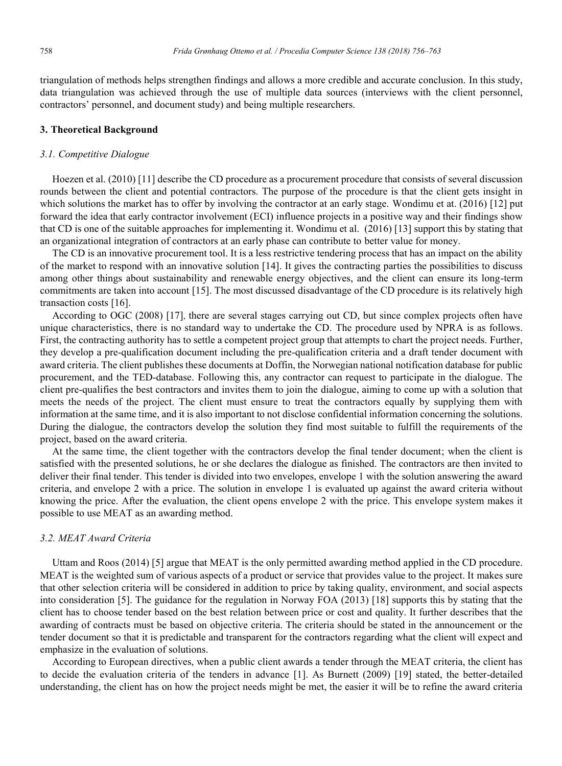triangulation of methods helps strengthen findings and allows a more credible and accurate conclusion. In this study, data triangulation was achieved through the use of multiple data sources (interviews with the client personnel, contractors' personnel, and document study) and being multiple researchers.

## 3. Theoretical Background

### *3.1. Competitive Dialogue*

Hoezen et al. (2010) [11] describe the CD procedure as a procurement procedure that consists of several discussion rounds between the client and potential contractors. The purpose of the procedure is that the client gets insight in which solutions the market has to offer by involving the contractor at an early stage. Wondimu et at. (2016) [12] put forward the idea that early contractor involvement (ECI) influence projects in a positive way and their findings show that CD is one of the suitable approaches for implementing it. Wondimu et al. (2016) [13] support this by stating that an organizational integration of contractors at an early phase can contribute to better value for money.

The CD is an innovative procurement tool. It is a less restrictive tendering process that has an impact on the ability of the market to respond with an innovative solution [14]. It gives the contracting parties the possibilities to discuss among other things about sustainability and renewable energy objectives, and the client can ensure its long-term commitments are taken into account [15]. The most discussed disadvantage of the CD procedure is its relatively high transaction costs [16].

According to OGC (2008) [17], there are several stages carrying out CD, but since complex projects often have unique characteristics, there is no standard way to undertake the CD. The procedure used by NPRA is as follows. First, the contracting authority has to settle a competent project group that attempts to chart the project needs. Further, they develop a pre-qualification document including the pre-qualification criteria and a draft tender document with award criteria. The client publishes these documents at Doffin, the Norwegian national notification database for public procurement, and the TED-database. Following this, any contractor can request to participate in the dialogue. The client pre-qualifies the best contractors and invites them to join the dialogue, aiming to come up with a solution that meets the needs of the project. The client must ensure to treat the contractors equally by supplying them with information at the same time, and it is also important to not disclose confidential information concerning the solutions. During the dialogue, the contractors develop the solution they find most suitable to fulfill the requirements of the project, based on the award criteria.

At the same time, the client together with the contractors develop the final tender document; when the client is satisfied with the presented solutions, he or she declares the dialogue as finished. The contractors are then invited to deliver their final tender. This tender is divided into two envelopes, envelope 1 with the solution answering the award criteria, and envelope 2 with a price. The solution in envelope 1 is evaluated up against the award criteria without knowing the price. After the evaluation, the client opens envelope 2 with the price. This envelope system makes it possible to use MEAT as an awarding method.

### *3.2. MEAT Award Criteria*

Uttam and Roos (2014) [5] argue that MEAT is the only permitted awarding method applied in the CD procedure. MEAT is the weighted sum of various aspects of a product or service that provides value to the project. It makes sure that other selection criteria will be considered in addition to price by taking quality, environment, and social aspects into consideration [5]. The guidance for the regulation in Norway FOA (2013) [18] supports this by stating that the client has to choose tender based on the best relation between price or cost and quality. It further describes that the awarding of contracts must be based on objective criteria. The criteria should be stated in the announcement or the tender document so that it is predictable and transparent for the contractors regarding what the client will expect and emphasize in the evaluation of solutions.

According to European directives, when a public client awards a tender through the MEAT criteria, the client has to decide the evaluation criteria of the tenders in advance [1]. As Burnett (2009) [19] stated, the better-detailed understanding, the client has on how the project needs might be met, the easier it will be to refine the award criteria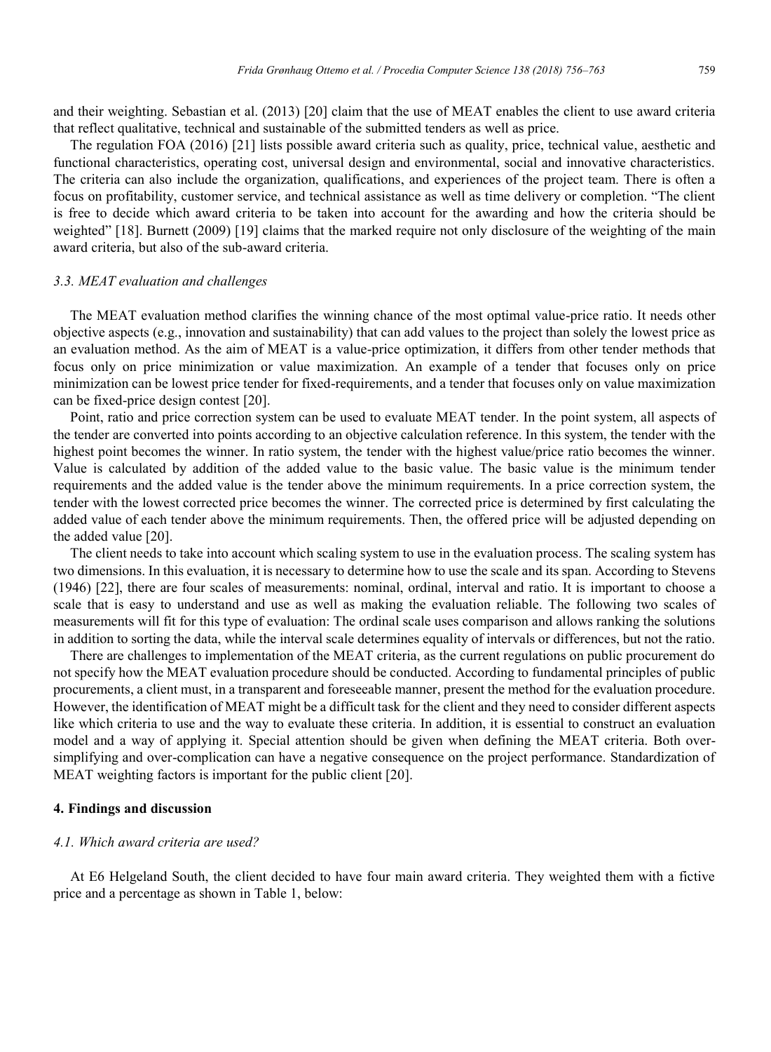and their weighting. Sebastian et al. (2013) [20] claim that the use of MEAT enables the client to use award criteria that reflect qualitative, technical and sustainable of the submitted tenders as well as price.

The regulation FOA (2016) [21] lists possible award criteria such as quality, price, technical value, aesthetic and functional characteristics, operating cost, universal design and environmental, social and innovative characteristics. The criteria can also include the organization, qualifications, and experiences of the project team. There is often a focus on profitability, customer service, and technical assistance as well as time delivery or completion. "The client is free to decide which award criteria to be taken into account for the awarding and how the criteria should be weighted" [18]. Burnett (2009) [19] claims that the marked require not only disclosure of the weighting of the main award criteria, but also of the sub-award criteria.

### 3.3. MEAT evaluation and challenges

The MEAT evaluation method clarifies the winning chance of the most optimal value-price ratio. It needs other objective aspects (e.g., innovation and sustainability) that can add values to the project than solely the lowest price as an evaluation method. As the aim of MEAT is a value-price optimization, it differs from other tender methods that focus only on price minimization or value maximization. An example of a tender that focuses only on price minimization can be lowest price tender for fixed-requirements, and a tender that focuses only on value maximization can be fixed-price design contest [20].

Point, ratio and price correction system can be used to evaluate MEAT tender. In the point system, all aspects of the tender are converted into points according to an objective calculation reference. In this system, the tender with the highest point becomes the winner. In ratio system, the tender with the highest value/price ratio becomes the winner. Value is calculated by addition of the added value to the basic value. The basic value is the minimum tender requirements and the added value is the tender above the minimum requirements. In a price correction system, the tender with the lowest corrected price becomes the winner. The corrected price is determined by first calculating the added value of each tender above the minimum requirements. Then, the offered price will be adjusted depending on the added value [20].

The client needs to take into account which scaling system to use in the evaluation process. The scaling system has two dimensions. In this evaluation, it is necessary to determine how to use the scale and its span. According to Stevens (1946) [22], there are four scales of measurements: nominal, ordinal, interval and ratio. It is important to choose a scale that is easy to understand and use as well as making the evaluation reliable. The following two scales of measurements will fit for this type of evaluation: The ordinal scale uses comparison and allows ranking the solutions in addition to sorting the data, while the interval scale determines equality of intervals or differences, but not the ratio.

There are challenges to implementation of the MEAT criteria, as the current regulations on public procurement do not specify how the MEAT evaluation procedure should be conducted. According to fundamental principles of public procurements, a client must, in a transparent and foreseeable manner, present the method for the evaluation procedure. However, the identification of MEAT might be a difficult task for the client and they need to consider different aspects like which criteria to use and the way to evaluate these criteria. In addition, it is essential to construct an evaluation model and a way of applying it. Special attention should be given when defining the MEAT criteria. Both over-simplifying and over-complication can have a negative consequence on the project performance. Standardization of MEAT weighting factors is important for the public client [20].

## 4. Findings and discussion

### 4.1. Which award criteria are used?

At E6 Helgeland South, the client decided to have four main award criteria. They weighted them with a fictive price and a percentage as shown in Table 1, below: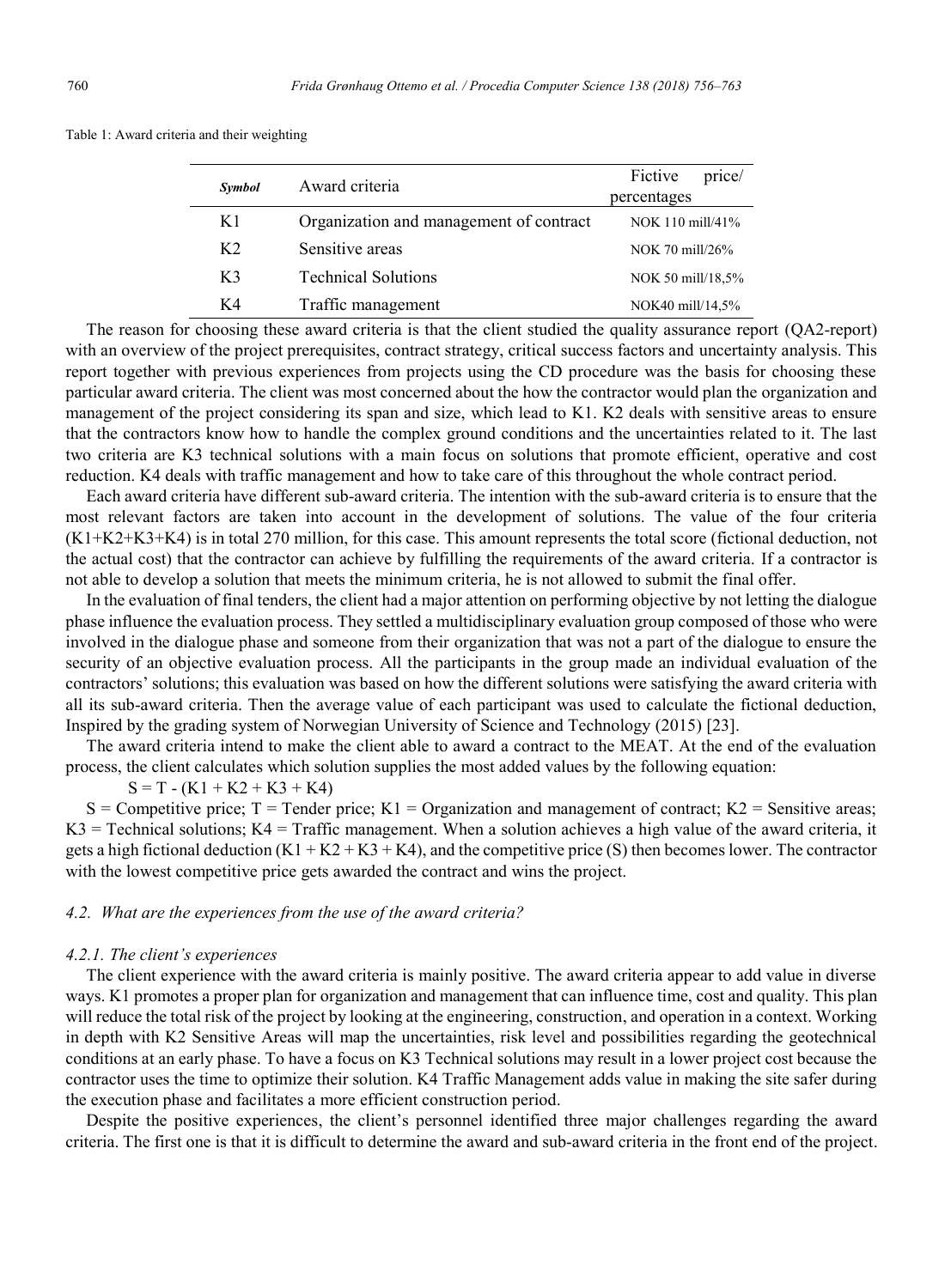Table 1: Award criteria and their weighting

| *Symbol* | Award criteria | Fictive price/ percentages |
|---|---|---|
| K1 | Organization and management of contract | NOK 110 mill/41% |
| K2 | Sensitive areas | NOK 70 mill/26% |
| K3 | Technical Solutions | NOK 50 mill/18,5% |
| K4 | Traffic management | NOK40 mill/14,5% |

The reason for choosing these award criteria is that the client studied the quality assurance report (QA2-report) with an overview of the project prerequisites, contract strategy, critical success factors and uncertainty analysis. This report together with previous experiences from projects using the CD procedure was the basis for choosing these particular award criteria. The client was most concerned about the how the contractor would plan the organization and management of the project considering its span and size, which lead to K1. K2 deals with sensitive areas to ensure that the contractors know how to handle the complex ground conditions and the uncertainties related to it. The last two criteria are K3 technical solutions with a main focus on solutions that promote efficient, operative and cost reduction. K4 deals with traffic management and how to take care of this throughout the whole contract period.

Each award criteria have different sub-award criteria. The intention with the sub-award criteria is to ensure that the most relevant factors are taken into account in the development of solutions. The value of the four criteria (K1+K2+K3+K4) is in total 270 million, for this case. This amount represents the total score (fictional deduction, not the actual cost) that the contractor can achieve by fulfilling the requirements of the award criteria. If a contractor is not able to develop a solution that meets the minimum criteria, he is not allowed to submit the final offer.

In the evaluation of final tenders, the client had a major attention on performing objective by not letting the dialogue phase influence the evaluation process. They settled a multidisciplinary evaluation group composed of those who were involved in the dialogue phase and someone from their organization that was not a part of the dialogue to ensure the security of an objective evaluation process. All the participants in the group made an individual evaluation of the contractors' solutions; this evaluation was based on how the different solutions were satisfying the award criteria with all its sub-award criteria. Then the average value of each participant was used to calculate the fictional deduction, Inspired by the grading system of Norwegian University of Science and Technology (2015) [23].

The award criteria intend to make the client able to award a contract to the MEAT. At the end of the evaluation process, the client calculates which solution supplies the most added values by the following equation:

$$S = T - (K1 + K2 + K3 + K4)$$

S = Competitive price; T = Tender price; K1 = Organization and management of contract; K2 = Sensitive areas; K3 = Technical solutions; K4 = Traffic management. When a solution achieves a high value of the award criteria, it gets a high fictional deduction (K1 + K2 + K3 + K4), and the competitive price (S) then becomes lower. The contractor with the lowest competitive price gets awarded the contract and wins the project.

### *4.2. What are the experiences from the use of the award criteria?*

#### *4.2.1. The client's experiences*

The client experience with the award criteria is mainly positive. The award criteria appear to add value in diverse ways. K1 promotes a proper plan for organization and management that can influence time, cost and quality. This plan will reduce the total risk of the project by looking at the engineering, construction, and operation in a context. Working in depth with K2 Sensitive Areas will map the uncertainties, risk level and possibilities regarding the geotechnical conditions at an early phase. To have a focus on K3 Technical solutions may result in a lower project cost because the contractor uses the time to optimize their solution. K4 Traffic Management adds value in making the site safer during the execution phase and facilitates a more efficient construction period.

Despite the positive experiences, the client's personnel identified three major challenges regarding the award criteria. The first one is that it is difficult to determine the award and sub-award criteria in the front end of the project.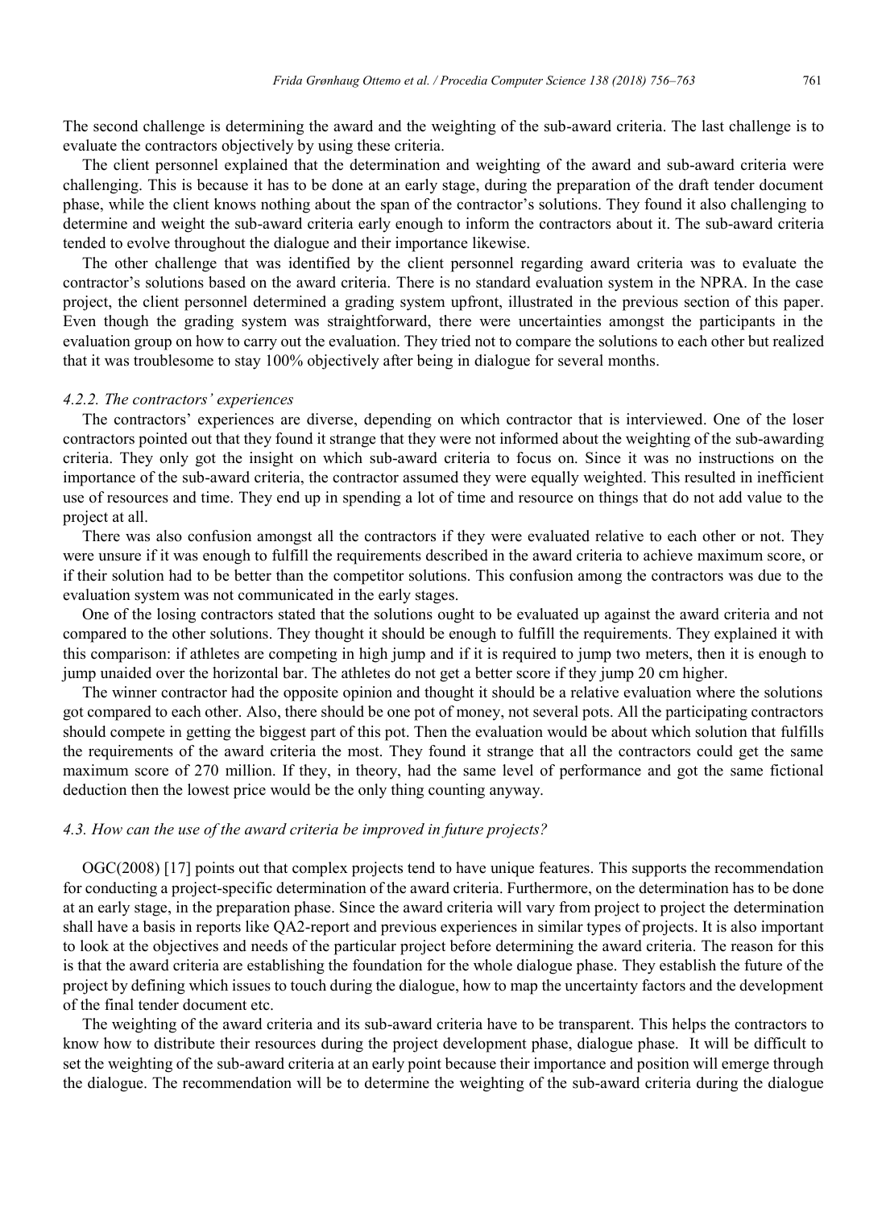The second challenge is determining the award and the weighting of the sub-award criteria. The last challenge is to evaluate the contractors objectively by using these criteria.

The client personnel explained that the determination and weighting of the award and sub-award criteria were challenging. This is because it has to be done at an early stage, during the preparation of the draft tender document phase, while the client knows nothing about the span of the contractor's solutions. They found it also challenging to determine and weight the sub-award criteria early enough to inform the contractors about it. The sub-award criteria tended to evolve throughout the dialogue and their importance likewise.

The other challenge that was identified by the client personnel regarding award criteria was to evaluate the contractor's solutions based on the award criteria. There is no standard evaluation system in the NPRA. In the case project, the client personnel determined a grading system upfront, illustrated in the previous section of this paper. Even though the grading system was straightforward, there were uncertainties amongst the participants in the evaluation group on how to carry out the evaluation. They tried not to compare the solutions to each other but realized that it was troublesome to stay 100% objectively after being in dialogue for several months.

#### *4.2.2. The contractors' experiences*

The contractors' experiences are diverse, depending on which contractor that is interviewed. One of the loser contractors pointed out that they found it strange that they were not informed about the weighting of the sub-awarding criteria. They only got the insight on which sub-award criteria to focus on. Since it was no instructions on the importance of the sub-award criteria, the contractor assumed they were equally weighted. This resulted in inefficient use of resources and time. They end up in spending a lot of time and resource on things that do not add value to the project at all.

There was also confusion amongst all the contractors if they were evaluated relative to each other or not. They were unsure if it was enough to fulfill the requirements described in the award criteria to achieve maximum score, or if their solution had to be better than the competitor solutions. This confusion among the contractors was due to the evaluation system was not communicated in the early stages.

One of the losing contractors stated that the solutions ought to be evaluated up against the award criteria and not compared to the other solutions. They thought it should be enough to fulfill the requirements. They explained it with this comparison: if athletes are competing in high jump and if it is required to jump two meters, then it is enough to jump unaided over the horizontal bar. The athletes do not get a better score if they jump 20 cm higher.

The winner contractor had the opposite opinion and thought it should be a relative evaluation where the solutions got compared to each other. Also, there should be one pot of money, not several pots. All the participating contractors should compete in getting the biggest part of this pot. Then the evaluation would be about which solution that fulfills the requirements of the award criteria the most. They found it strange that all the contractors could get the same maximum score of 270 million. If they, in theory, had the same level of performance and got the same fictional deduction then the lowest price would be the only thing counting anyway.

### *4.3. How can the use of the award criteria be improved in future projects?*

OGC(2008) [17] points out that complex projects tend to have unique features. This supports the recommendation for conducting a project-specific determination of the award criteria. Furthermore, on the determination has to be done at an early stage, in the preparation phase. Since the award criteria will vary from project to project the determination shall have a basis in reports like QA2-report and previous experiences in similar types of projects. It is also important to look at the objectives and needs of the particular project before determining the award criteria. The reason for this is that the award criteria are establishing the foundation for the whole dialogue phase. They establish the future of the project by defining which issues to touch during the dialogue, how to map the uncertainty factors and the development of the final tender document etc.

The weighting of the award criteria and its sub-award criteria have to be transparent. This helps the contractors to know how to distribute their resources during the project development phase, dialogue phase. It will be difficult to set the weighting of the sub-award criteria at an early point because their importance and position will emerge through the dialogue. The recommendation will be to determine the weighting of the sub-award criteria during the dialogue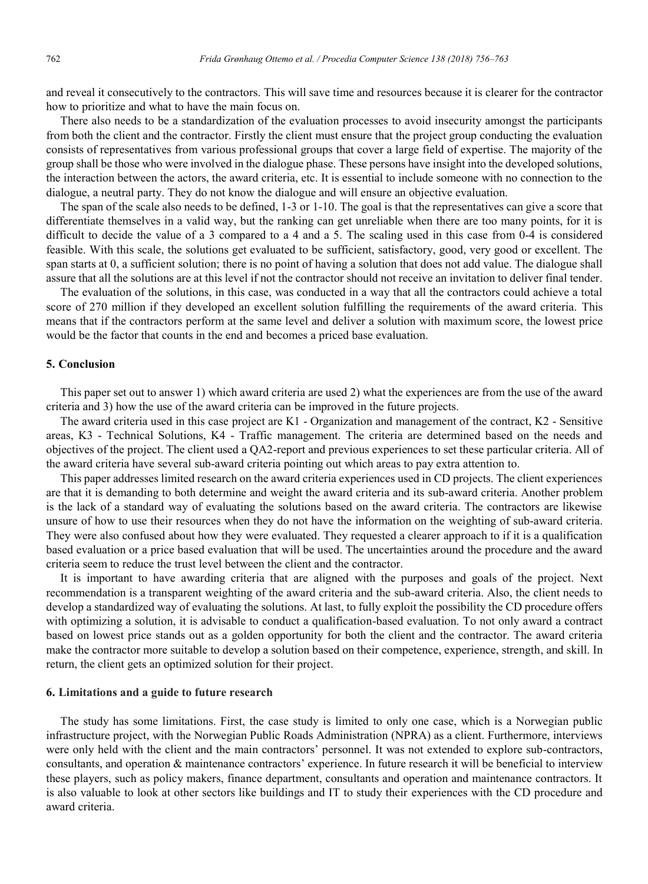and reveal it consecutively to the contractors. This will save time and resources because it is clearer for the contractor how to prioritize and what to have the main focus on.

There also needs to be a standardization of the evaluation processes to avoid insecurity amongst the participants from both the client and the contractor. Firstly the client must ensure that the project group conducting the evaluation consists of representatives from various professional groups that cover a large field of expertise. The majority of the group shall be those who were involved in the dialogue phase. These persons have insight into the developed solutions, the interaction between the actors, the award criteria, etc. It is essential to include someone with no connection to the dialogue, a neutral party. They do not know the dialogue and will ensure an objective evaluation.

The span of the scale also needs to be defined, 1-3 or 1-10. The goal is that the representatives can give a score that differentiate themselves in a valid way, but the ranking can get unreliable when there are too many points, for it is difficult to decide the value of a 3 compared to a 4 and a 5. The scaling used in this case from 0-4 is considered feasible. With this scale, the solutions get evaluated to be sufficient, satisfactory, good, very good or excellent. The span starts at 0, a sufficient solution; there is no point of having a solution that does not add value. The dialogue shall assure that all the solutions are at this level if not the contractor should not receive an invitation to deliver final tender.

The evaluation of the solutions, in this case, was conducted in a way that all the contractors could achieve a total score of 270 million if they developed an excellent solution fulfilling the requirements of the award criteria. This means that if the contractors perform at the same level and deliver a solution with maximum score, the lowest price would be the factor that counts in the end and becomes a priced base evaluation.

## 5. Conclusion

This paper set out to answer 1) which award criteria are used 2) what the experiences are from the use of the award criteria and 3) how the use of the award criteria can be improved in the future projects.

The award criteria used in this case project are K1 - Organization and management of the contract, K2 - Sensitive areas, K3 - Technical Solutions, K4 - Traffic management. The criteria are determined based on the needs and objectives of the project. The client used a QA2-report and previous experiences to set these particular criteria. All of the award criteria have several sub-award criteria pointing out which areas to pay extra attention to.

This paper addresses limited research on the award criteria experiences used in CD projects. The client experiences are that it is demanding to both determine and weight the award criteria and its sub-award criteria. Another problem is the lack of a standard way of evaluating the solutions based on the award criteria. The contractors are likewise unsure of how to use their resources when they do not have the information on the weighting of sub-award criteria. They were also confused about how they were evaluated. They requested a clearer approach to if it is a qualification based evaluation or a price based evaluation that will be used. The uncertainties around the procedure and the award criteria seem to reduce the trust level between the client and the contractor.

It is important to have awarding criteria that are aligned with the purposes and goals of the project. Next recommendation is a transparent weighting of the award criteria and the sub-award criteria. Also, the client needs to develop a standardized way of evaluating the solutions. At last, to fully exploit the possibility the CD procedure offers with optimizing a solution, it is advisable to conduct a qualification-based evaluation. To not only award a contract based on lowest price stands out as a golden opportunity for both the client and the contractor. The award criteria make the contractor more suitable to develop a solution based on their competence, experience, strength, and skill. In return, the client gets an optimized solution for their project.

## 6. Limitations and a guide to future research

The study has some limitations. First, the case study is limited to only one case, which is a Norwegian public infrastructure project, with the Norwegian Public Roads Administration (NPRA) as a client. Furthermore, interviews were only held with the client and the main contractors' personnel. It was not extended to explore sub-contractors, consultants, and operation & maintenance contractors' experience. In future research it will be beneficial to interview these players, such as policy makers, finance department, consultants and operation and maintenance contractors. It is also valuable to look at other sectors like buildings and IT to study their experiences with the CD procedure and award criteria.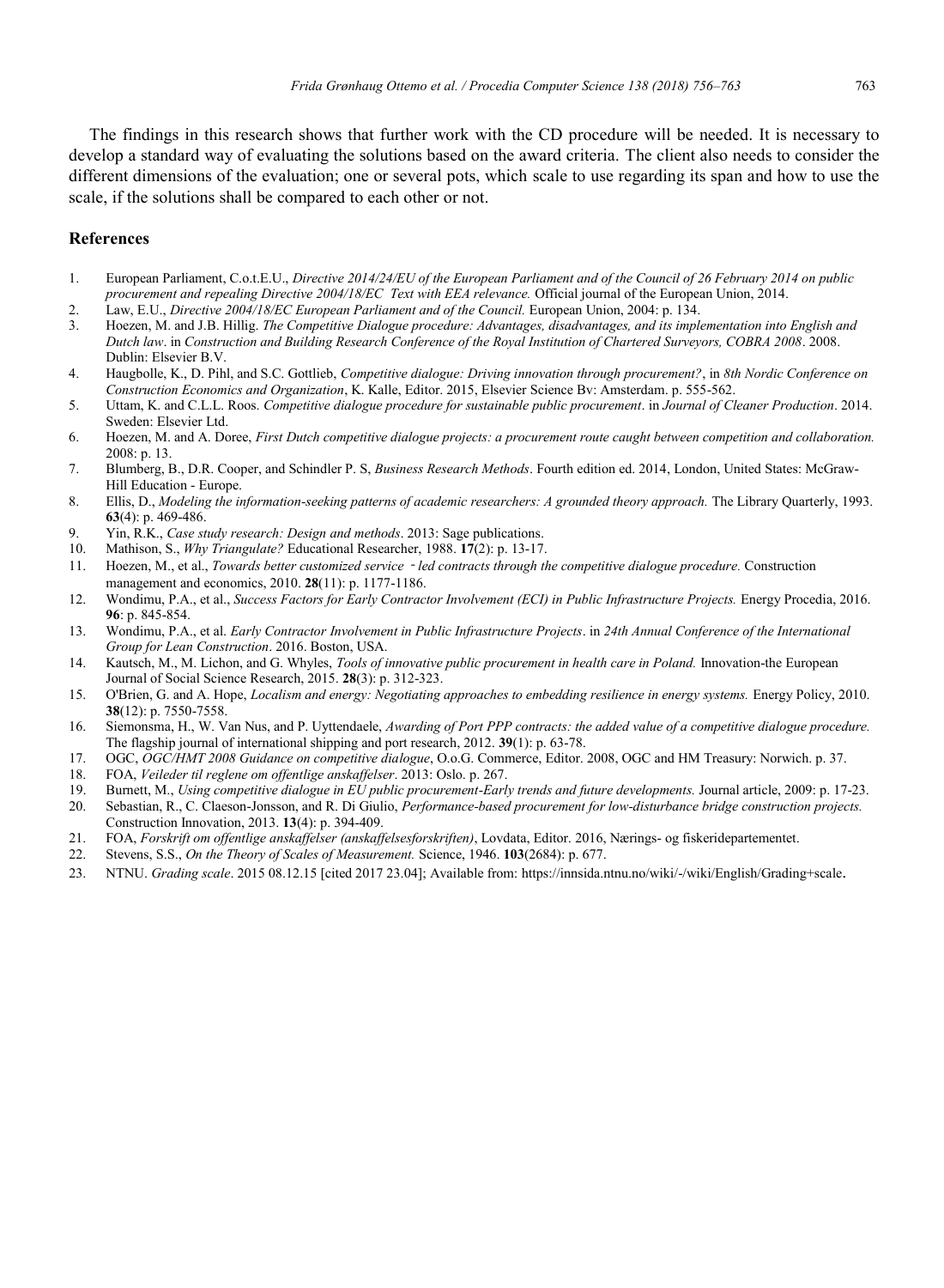The findings in this research shows that further work with the CD procedure will be needed. It is necessary to develop a standard way of evaluating the solutions based on the award criteria. The client also needs to consider the different dimensions of the evaluation; one or several pots, which scale to use regarding its span and how to use the scale, if the solutions shall be compared to each other or not.

## References

1. European Parliament, C.o.t.E.U., *Directive 2014/24/EU of the European Parliament and of the Council of 26 February 2014 on public procurement and repealing Directive 2004/18/EC Text with EEA relevance.* Official journal of the European Union, 2014.
2. Law, E.U., *Directive 2004/18/EC European Parliament and of the Council.* European Union, 2004: p. 134.
3. Hoezen, M. and J.B. Hillig. *The Competitive Dialogue procedure: Advantages, disadvantages, and its implementation into English and Dutch law*. in *Construction and Building Research Conference of the Royal Institution of Chartered Surveyors, COBRA 2008*. 2008. Dublin: Elsevier B.V.
4. Haugbolle, K., D. Pihl, and S.C. Gottlieb, *Competitive dialogue: Driving innovation through procurement?*, in *8th Nordic Conference on Construction Economics and Organization*, K. Kalle, Editor. 2015, Elsevier Science Bv: Amsterdam. p. 555-562.
5. Uttam, K. and C.L.L. Roos. *Competitive dialogue procedure for sustainable public procurement*. in *Journal of Cleaner Production*. 2014. Sweden: Elsevier Ltd.
6. Hoezen, M. and A. Doree, *First Dutch competitive dialogue projects: a procurement route caught between competition and collaboration.* 2008: p. 13.
7. Blumberg, B., D.R. Cooper, and Schindler P. S, *Business Research Methods*. Fourth edition ed. 2014, London, United States: McGraw-Hill Education - Europe.
8. Ellis, D., *Modeling the information-seeking patterns of academic researchers: A grounded theory approach.* The Library Quarterly, 1993. **63**(4): p. 469-486.
9. Yin, R.K., *Case study research: Design and methods*. 2013: Sage publications.
10. Mathison, S., *Why Triangulate?* Educational Researcher, 1988. **17**(2): p. 13-17.
11. Hoezen, M., et al., *Towards better customized service - led contracts through the competitive dialogue procedure.* Construction management and economics, 2010. **28**(11): p. 1177-1186.
12. Wondimu, P.A., et al., *Success Factors for Early Contractor Involvement (ECI) in Public Infrastructure Projects.* Energy Procedia, 2016. **96**: p. 845-854.
13. Wondimu, P.A., et al. *Early Contractor Involvement in Public Infrastructure Projects*. in *24th Annual Conference of the International Group for Lean Construction*. 2016. Boston, USA.
14. Kautsch, M., M. Lichon, and G. Whyles, *Tools of innovative public procurement in health care in Poland.* Innovation-the European Journal of Social Science Research, 2015. **28**(3): p. 312-323.
15. O'Brien, G. and A. Hope, *Localism and energy: Negotiating approaches to embedding resilience in energy systems.* Energy Policy, 2010. **38**(12): p. 7550-7558.
16. Siemonsma, H., W. Van Nus, and P. Uyttendaele, *Awarding of Port PPP contracts: the added value of a competitive dialogue procedure.* The flagship journal of international shipping and port research, 2012. **39**(1): p. 63-78.
17. OGC, *OGC/HMT 2008 Guidance on competitive dialogue*, O.o.G. Commerce, Editor. 2008, OGC and HM Treasury: Norwich. p. 37.
18. FOA, *Veileder til reglene om offentlige anskaffelser*. 2013: Oslo. p. 267.
19. Burnett, M., *Using competitive dialogue in EU public procurement-Early trends and future developments.* Journal article, 2009: p. 17-23.
20. Sebastian, R., C. Claeson-Jonsson, and R. Di Giulio, *Performance-based procurement for low-disturbance bridge construction projects.* Construction Innovation, 2013. **13**(4): p. 394-409.
21. FOA, *Forskrift om offentlige anskaffelser (anskaffelsesforskriften)*, Lovdata, Editor. 2016, Nærings- og fiskeridepartementet.
22. Stevens, S.S., *On the Theory of Scales of Measurement.* Science, 1946. **103**(2684): p. 677.
23. NTNU. *Grading scale*. 2015 08.12.15 [cited 2017 23.04]; Available from: https://innsida.ntnu.no/wiki/-/wiki/English/Grading+scale.